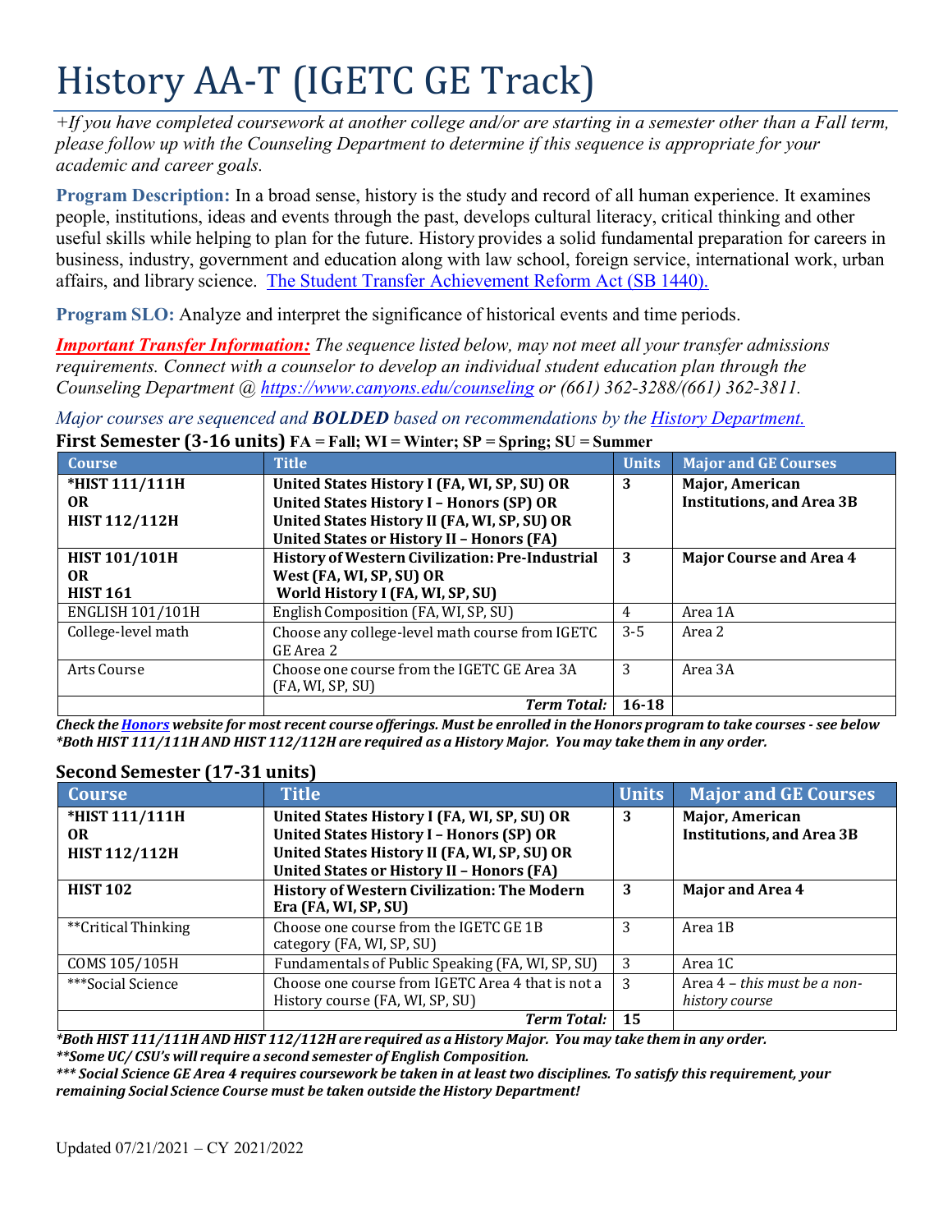# History AA-T (IGETC GE Track)

*+If you have completed coursework at another college and/or are starting in a semester other than a Fall term, please follow up with the Counseling Department to determine if this sequence is appropriate for your academic and career goals.*

**Program Description:** In a broad sense, history is the study and record of all human experience. It examines people, institutions, ideas and events through the past, develops cultural literacy, critical thinking and other useful skills while helping to plan for the future. History provides a solid fundamental preparation for careers in business, industry, government and education along with law school, foreign service, international work, urban affairs, and library science. [The Student Transfer Achievement Reform Act (SB 1440).](The Student Transfer Achievement Reform Act (SB 1440).)

**Program SLO:** Analyze and interpret the significance of historical events and time periods.

***Important Transfer Information:*** *The sequence listed below, may not meet all your transfer admissions requirements. Connect with a counselor to develop an individual student education plan through the Counseling Department @ https://www.canyons.edu/counseling or (661) 362-3288/(661) 362-3811.*

*Major courses are sequenced and **BOLDED** based on recommendations by the History Department.*

## First Semester (3-16 units) FA = Fall; WI = Winter; SP = Spring; SU = Summer

| Course | Title | Units | Major and GE Courses |
|---|---|---|---|
| **\*HIST 111/111H OR HIST 112/112H** | **United States History I (FA, WI, SP, SU) OR United States History I – Honors (SP) OR United States History II (FA, WI, SP, SU) OR United States or History II – Honors (FA)** | **3** | **Major, American Institutions, and Area 3B** |
| **HIST 101/101H OR HIST 161** | **History of Western Civilization: Pre-Industrial West (FA, WI, SP, SU) OR World History I (FA, WI, SP, SU)** | **3** | **Major Course and Area 4** |
| ENGLISH 101/101H | English Composition (FA, WI, SP, SU) | 4 | Area 1A |
| College-level math | Choose any college-level math course from IGETC GE Area 2 | 3-5 | Area 2 |
| Arts Course | Choose one course from the IGETC GE Area 3A (FA, WI, SP, SU) | 3 | Area 3A |
| | ***Term Total:*** | **16-18** | |

***Check the Honors website for most recent course offerings. Must be enrolled in the Honors program to take courses - see below***
***\*Both HIST 111/111H AND HIST 112/112H are required as a History Major. You may take them in any order.***

## Second Semester (17-31 units)

| Course | Title | Units | Major and GE Courses |
|---|---|---|---|
| **\*HIST 111/111H OR HIST 112/112H** | **United States History I (FA, WI, SP, SU) OR United States History I – Honors (SP) OR United States History II (FA, WI, SP, SU) OR United States or History II – Honors (FA)** | **3** | **Major, American Institutions, and Area 3B** |
| **HIST 102** | **History of Western Civilization: The Modern Era (FA, WI, SP, SU)** | **3** | **Major and Area 4** |
| \*\*Critical Thinking | Choose one course from the IGETC GE 1B category (FA, WI, SP, SU) | 3 | Area 1B |
| COMS 105/105H | Fundamentals of Public Speaking (FA, WI, SP, SU) | 3 | Area 1C |
| \*\*\*Social Science | Choose one course from IGETC Area 4 that is not a History course (FA, WI, SP, SU) | 3 | Area 4 – *this must be a non-history course* |
| | ***Term Total:*** | **15** | |

***\*Both HIST 111/111H AND HIST 112/112H are required as a History Major. You may take them in any order.***
***\*\*Some UC/ CSU's will require a second semester of English Composition.***
***\*\*\* Social Science GE Area 4 requires coursework be taken in at least two disciplines. To satisfy this requirement, your remaining Social Science Course must be taken outside the History Department!***

Updated 07/21/2021 – CY 2021/2022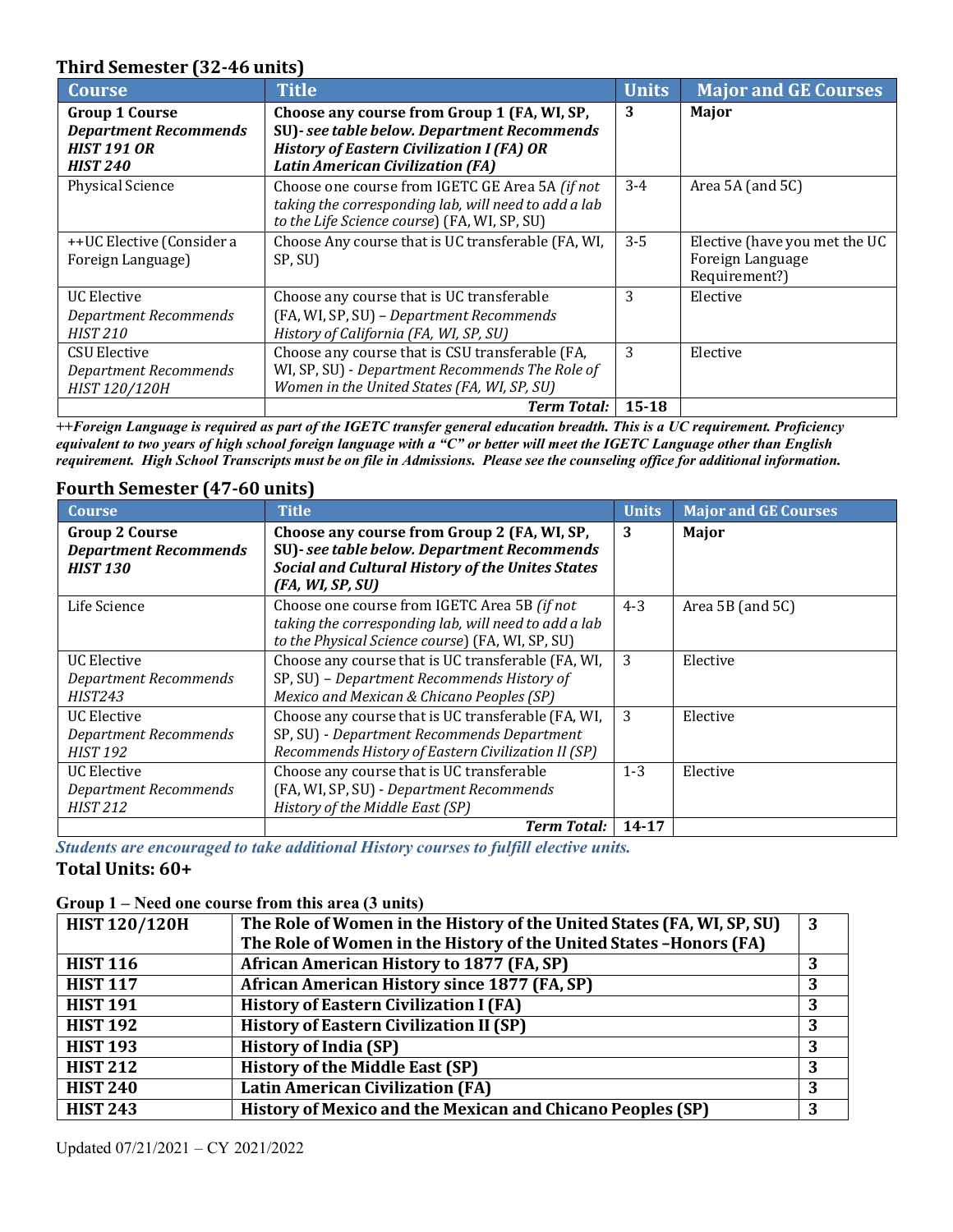## Third Semester (32-46 units)

| Course | Title | Units | Major and GE Courses |
|---|---|---|---|
| **Group 1 Course** ***Department Recommends HIST 191 OR HIST 240*** | **Choose any course from Group 1 (FA, WI, SP, SU)-** ***see table below. Department Recommends History of Eastern Civilization I (FA) OR Latin American Civilization (FA)*** | **3** | **Major** |
| Physical Science | Choose one course from IGETC GE Area 5A *(if not taking the corresponding lab, will need to add a lab to the Life Science course*) (FA, WI, SP, SU) | 3-4 | Area 5A (and 5C) |
| ++UC Elective (Consider a Foreign Language) | Choose Any course that is UC transferable (FA, WI, SP, SU) | 3-5 | Elective (have you met the UC Foreign Language Requirement?) |
| UC Elective *Department Recommends HIST 210* | Choose any course that is UC transferable (FA, WI, SP, SU) – *Department Recommends History of California (FA, WI, SP, SU)* | 3 | Elective |
| CSU Elective *Department Recommends HIST 120/120H* | Choose any course that is CSU transferable (FA, WI, SP, SU) - *Department Recommends The Role of Women in the United States (FA, WI, SP, SU)* | 3 | Elective |
| | ***Term Total:*** | **15-18** | |

***++Foreign Language is required as part of the IGETC transfer general education breadth. This is a UC requirement. Proficiency equivalent to two years of high school foreign language with a "C" or better will meet the IGETC Language other than English requirement. High School Transcripts must be on file in Admissions. Please see the counseling office for additional information.***

## Fourth Semester (47-60 units)

| Course | Title | Units | Major and GE Courses |
|---|---|---|---|
| **Group 2 Course** ***Department Recommends HIST 130*** | **Choose any course from Group 2 (FA, WI, SP, SU)-** ***see table below. Department Recommends Social and Cultural History of the Unites States (FA, WI, SP, SU)*** | **3** | **Major** |
| Life Science | Choose one course from IGETC Area 5B *(if not taking the corresponding lab, will need to add a lab to the Physical Science course*) (FA, WI, SP, SU) | 4-3 | Area 5B (and 5C) |
| UC Elective *Department Recommends HIST243* | Choose any course that is UC transferable (FA, WI, SP, SU) – *Department Recommends History of Mexico and Mexican & Chicano Peoples (SP)* | 3 | Elective |
| UC Elective *Department Recommends HIST 192* | Choose any course that is UC transferable (FA, WI, SP, SU) - *Department Recommends Department Recommends History of Eastern Civilization II (SP)* | 3 | Elective |
| UC Elective *Department Recommends HIST 212* | Choose any course that is UC transferable (FA, WI, SP, SU) - *Department Recommends History of the Middle East (SP)* | 1-3 | Elective |
| | ***Term Total:*** | **14-17** | |

***Students are encouraged to take additional History courses to fulfill elective units.***

**Total Units: 60+**

**Group 1 – Need one course from this area (3 units)**

| | | |
|---|---|---|
| **HIST 120/120H** | **The Role of Women in the History of the United States (FA, WI, SP, SU)** **The Role of Women in the History of the United States –Honors (FA)** | **3** |
| **HIST 116** | **African American History to 1877 (FA, SP)** | **3** |
| **HIST 117** | **African American History since 1877 (FA, SP)** | **3** |
| **HIST 191** | **History of Eastern Civilization I (FA)** | **3** |
| **HIST 192** | **History of Eastern Civilization II (SP)** | **3** |
| **HIST 193** | **History of India (SP)** | **3** |
| **HIST 212** | **History of the Middle East (SP)** | **3** |
| **HIST 240** | **Latin American Civilization (FA)** | **3** |
| **HIST 243** | **History of Mexico and the Mexican and Chicano Peoples (SP)** | **3** |

Updated 07/21/2021 – CY 2021/2022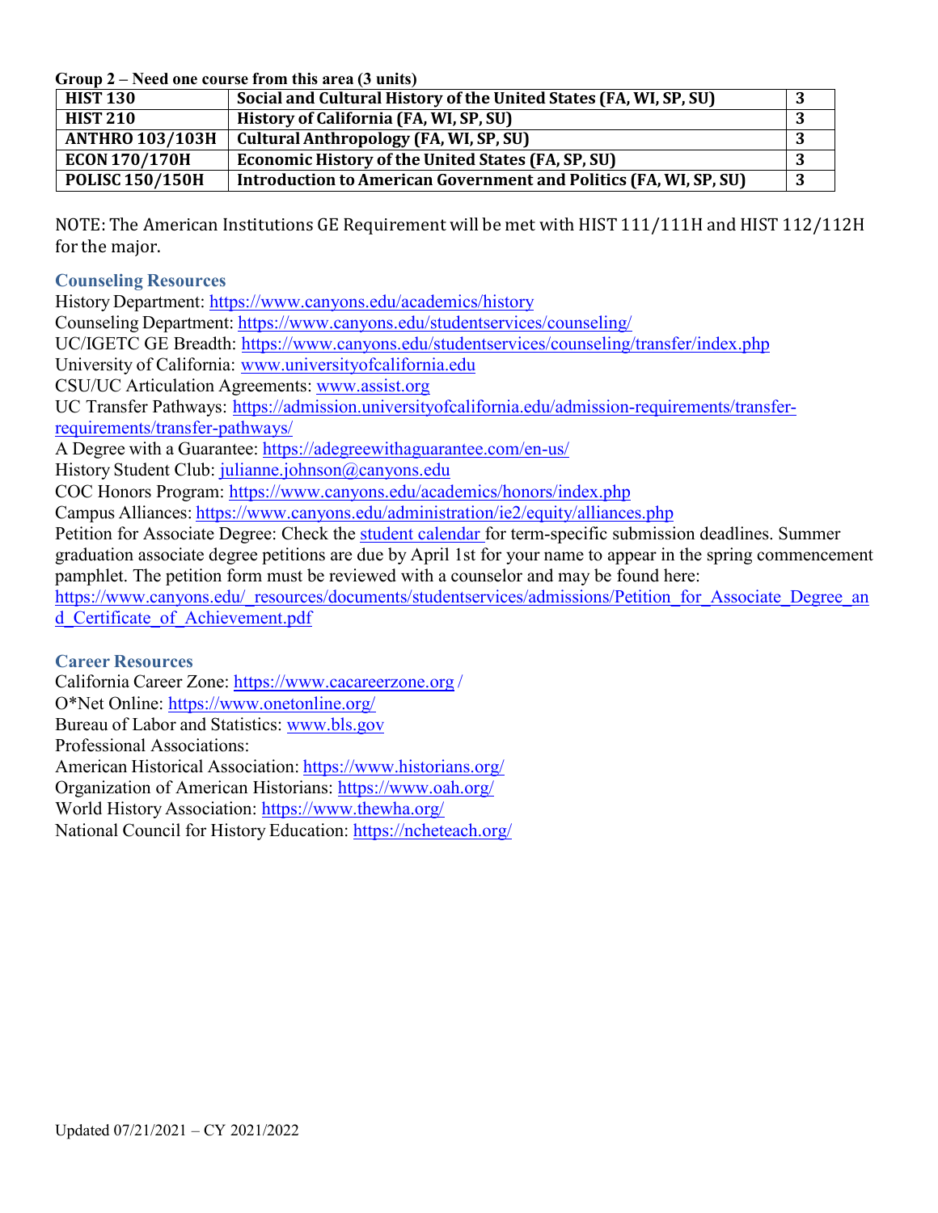**Group 2 – Need one course from this area (3 units)**

| | | |
|---|---|---|
| **HIST 130** | **Social and Cultural History of the United States (FA, WI, SP, SU)** | **3** |
| **HIST 210** | **History of California (FA, WI, SP, SU)** | **3** |
| **ANTHRO 103/103H** | **Cultural Anthropology (FA, WI, SP, SU)** | **3** |
| **ECON 170/170H** | **Economic History of the United States (FA, SP, SU)** | **3** |
| **POLISC 150/150H** | **Introduction to American Government and Politics (FA, WI, SP, SU)** | **3** |

NOTE: The American Institutions GE Requirement will be met with HIST 111/111H and HIST 112/112H for the major.

### Counseling Resources

History Department: https://www.canyons.edu/academics/history
Counseling Department: https://www.canyons.edu/studentservices/counseling/
UC/IGETC GE Breadth: https://www.canyons.edu/studentservices/counseling/transfer/index.php
University of California: www.universityofcalifornia.edu
CSU/UC Articulation Agreements: www.assist.org
UC Transfer Pathways: https://admission.universityofcalifornia.edu/admission-requirements/transfer-requirements/transfer-pathways/
A Degree with a Guarantee: https://adegreewithaguarantee.com/en-us/
History Student Club: julianne.johnson@canyons.edu
COC Honors Program: https://www.canyons.edu/academics/honors/index.php
Campus Alliances: https://www.canyons.edu/administration/ie2/equity/alliances.php
Petition for Associate Degree: Check the student calendar for term-specific submission deadlines. Summer graduation associate degree petitions are due by April 1st for your name to appear in the spring commencement pamphlet. The petition form must be reviewed with a counselor and may be found here: https://www.canyons.edu/_resources/documents/studentservices/admissions/Petition_for_Associate_Degree_and_Certificate_of_Achievement.pdf

### Career Resources

California Career Zone: https://www.cacareerzone.org /
O*Net Online: https://www.onetonline.org/
Bureau of Labor and Statistics: www.bls.gov
Professional Associations:
American Historical Association: https://www.historians.org/
Organization of American Historians: https://www.oah.org/
World History Association: https://www.thewha.org/
National Council for History Education: https://ncheteach.org/

Updated 07/21/2021 – CY 2021/2022